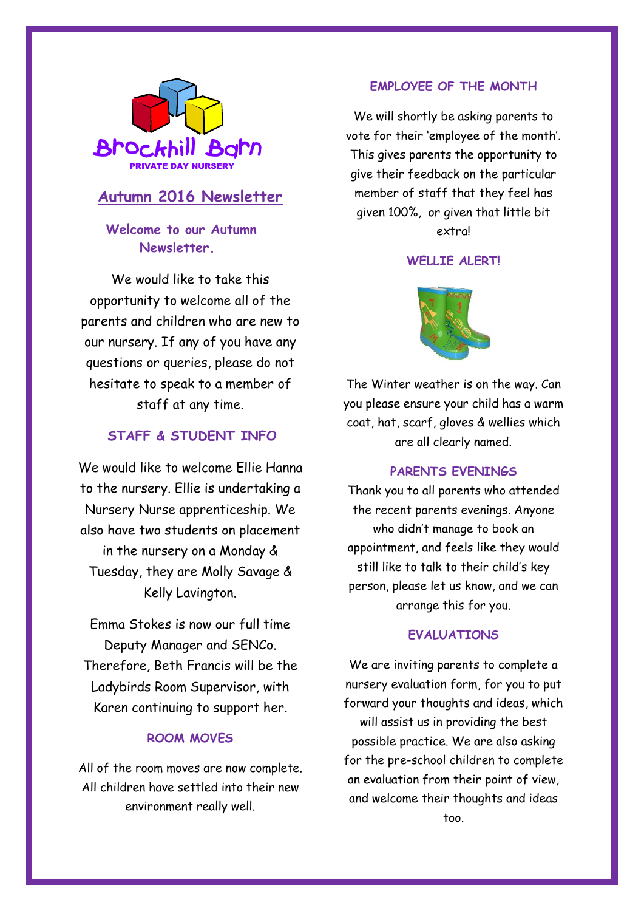Brockhill Barn

PRIVATE DAY NURSERY

# Autumn 2016 Newsletter

## Welcome to our Autumn Newsletter.

We would like to take this opportunity to welcome all of the parents and children who are new to our nursery. If any of you have any questions or queries, please do not hesitate to speak to a member of staff at any time.

## STAFF & STUDENT INFO

We would like to welcome Ellie Hanna to the nursery. Ellie is undertaking a Nursery Nurse apprenticeship. We also have two students on placement in the nursery on a Monday & Tuesday, they are Molly Savage & Kelly Lavington.

Emma Stokes is now our full time Deputy Manager and SENCo. Therefore, Beth Francis will be the Ladybirds Room Supervisor, with Karen continuing to support her.

## ROOM MOVES

All of the room moves are now complete. All children have settled into their new environment really well.

## EMPLOYEE OF THE MONTH

We will shortly be asking parents to vote for their 'employee of the month'. This gives parents the opportunity to give their feedback on the particular member of staff that they feel has given 100%, or given that little bit extra!

## WELLIE ALERT!

The Winter weather is on the way. Can you please ensure your child has a warm coat, hat, scarf, gloves & wellies which are all clearly named.

## PARENTS EVENINGS

Thank you to all parents who attended the recent parents evenings. Anyone who didn't manage to book an appointment, and feels like they would still like to talk to their child's key person, please let us know, and we can arrange this for you.

## EVALUATIONS

We are inviting parents to complete a nursery evaluation form, for you to put forward your thoughts and ideas, which will assist us in providing the best possible practice. We are also asking for the pre-school children to complete an evaluation from their point of view, and welcome their thoughts and ideas too.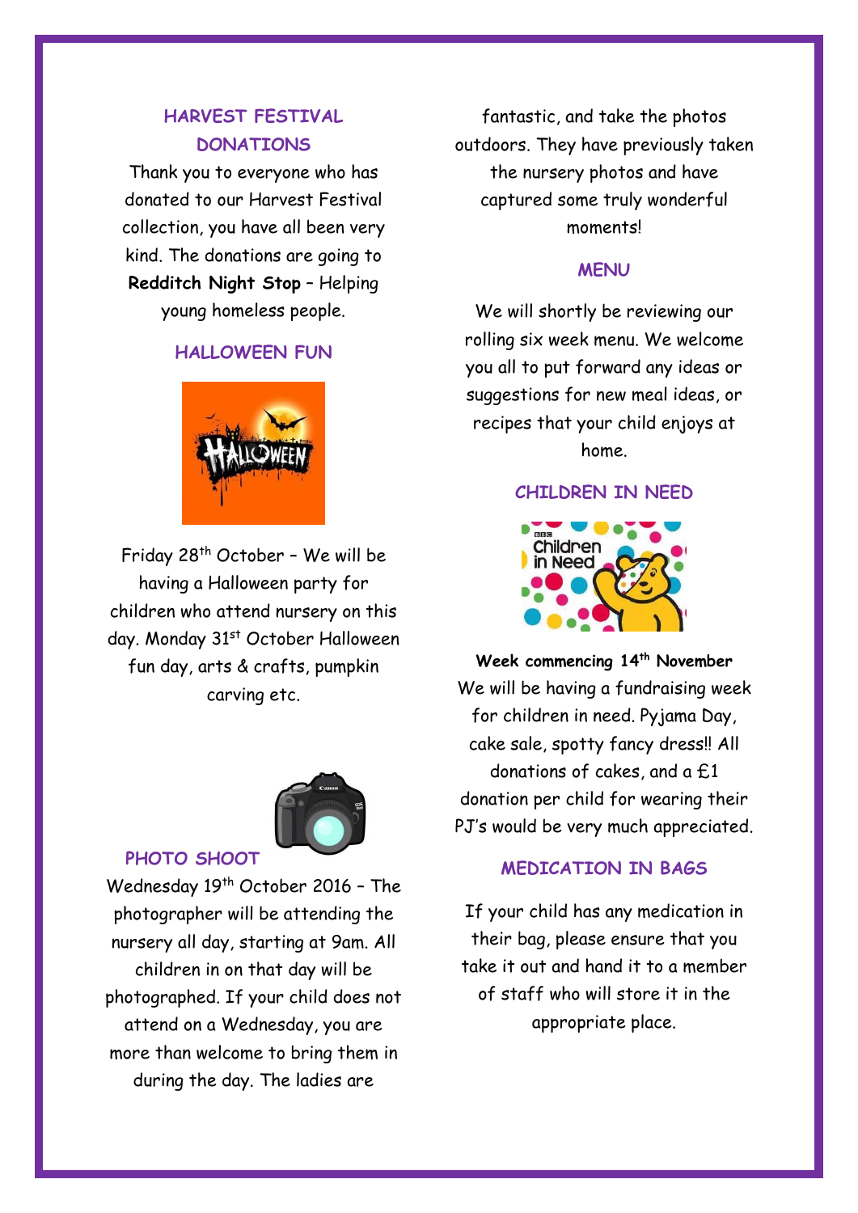## HARVEST FESTIVAL DONATIONS

Thank you to everyone who has donated to our Harvest Festival collection, you have all been very kind. The donations are going to **Redditch Night Stop** – Helping young homeless people.

## HALLOWEEN FUN

Friday 28th October – We will be having a Halloween party for children who attend nursery on this day. Monday 31st October Halloween fun day, arts & crafts, pumpkin carving etc.

## PHOTO SHOOT

Wednesday 19th October 2016 – The photographer will be attending the nursery all day, starting at 9am. All children in on that day will be photographed. If your child does not attend on a Wednesday, you are more than welcome to bring them in during the day. The ladies are fantastic, and take the photos outdoors. They have previously taken the nursery photos and have captured some truly wonderful moments!

## MENU

We will shortly be reviewing our rolling six week menu. We welcome you all to put forward any ideas or suggestions for new meal ideas, or recipes that your child enjoys at home.

## CHILDREN IN NEED

**Week commencing 14th November**

We will be having a fundraising week for children in need. Pyjama Day, cake sale, spotty fancy dress!! All donations of cakes, and a £1 donation per child for wearing their PJ's would be very much appreciated.

## MEDICATION IN BAGS

If your child has any medication in their bag, please ensure that you take it out and hand it to a member of staff who will store it in the appropriate place.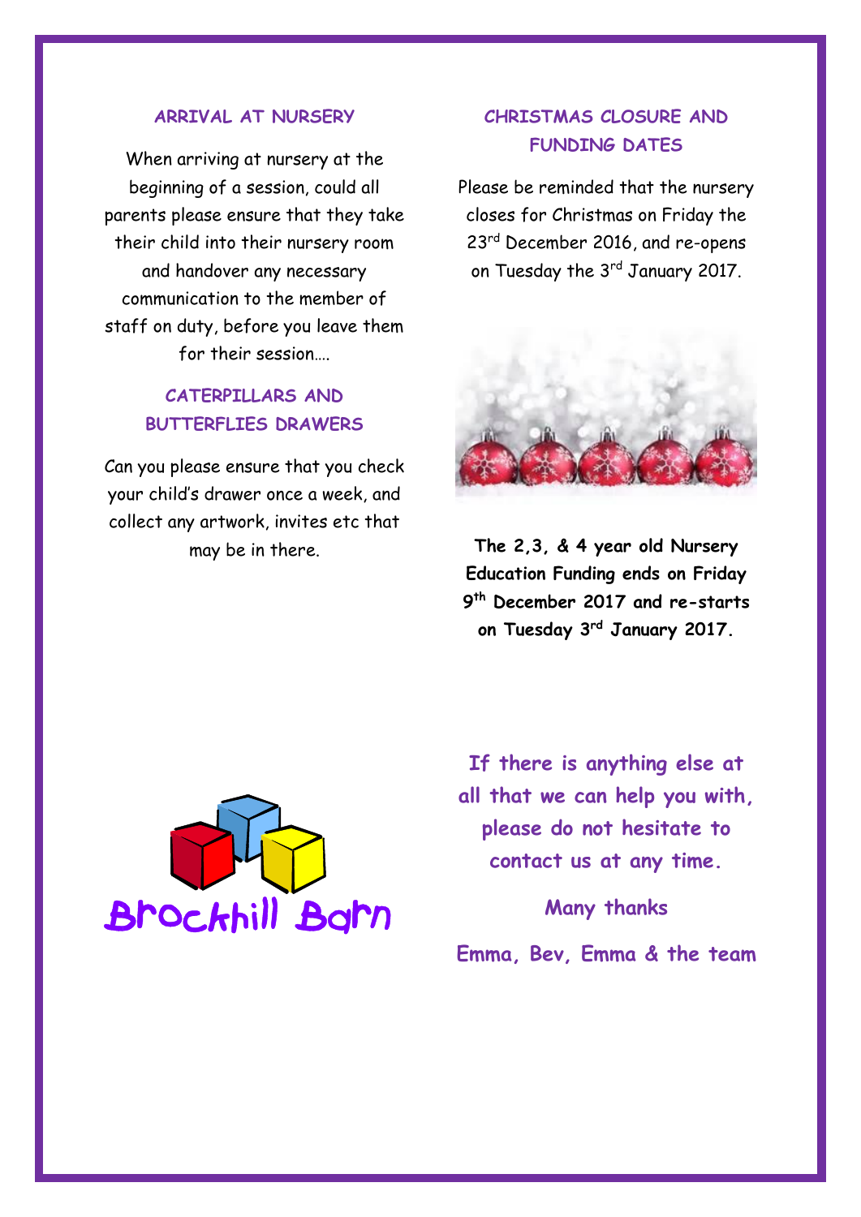## ARRIVAL AT NURSERY

When arriving at nursery at the beginning of a session, could all parents please ensure that they take their child into their nursery room and handover any necessary communication to the member of staff on duty, before you leave them for their session….

## CATERPILLARS AND BUTTERFLIES DRAWERS

Can you please ensure that you check your child's drawer once a week, and collect any artwork, invites etc that may be in there.

## CHRISTMAS CLOSURE AND FUNDING DATES

Please be reminded that the nursery closes for Christmas on Friday the 23rd December 2016, and re-opens on Tuesday the 3rd January 2017.

**The 2,3, & 4 year old Nursery Education Funding ends on Friday 9th December 2017 and re-starts on Tuesday 3rd January 2017.**

Brockhill Barn

**If there is anything else at all that we can help you with, please do not hesitate to contact us at any time.**

**Many thanks**

**Emma, Bev, Emma & the team**